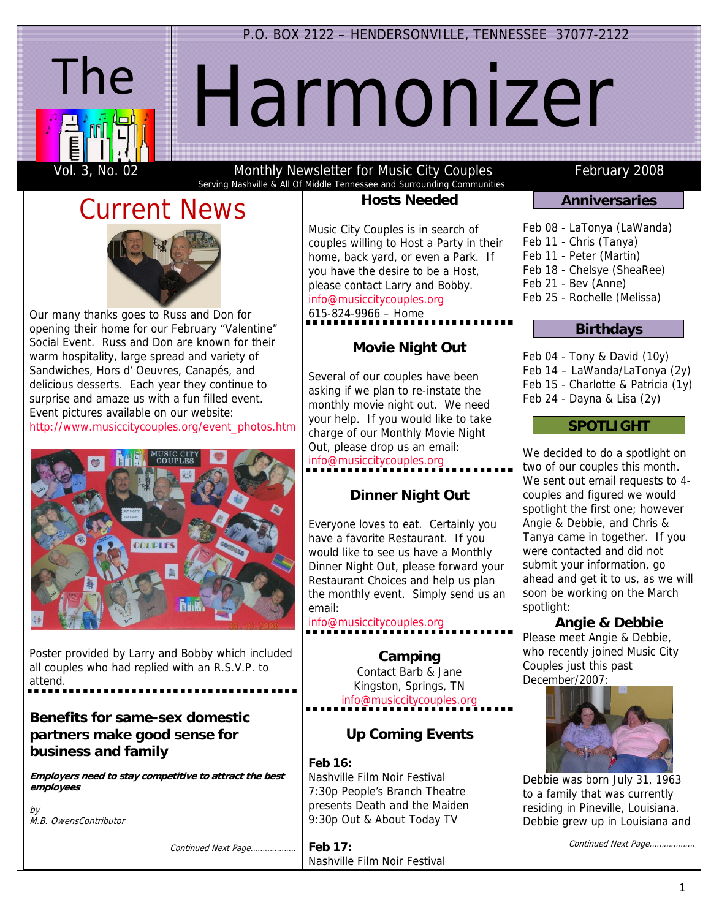P.O. BOX 2122 – HENDERSONVILLE, TENNESSEE 37077-2122

# The Harmonizer

Vol. 3, No. 02 — Monthly Newsletter for Music City Couples — February 2008

Serving Nashville & All Of Middle Tennessee and Surrounding Communities

## Current News

Our many thanks goes to Russ and Don for opening their home for our February "Valentine" Social Event. Russ and Don are known for their warm hospitality, large spread and variety of Sandwiches, Hors d' Oeuvres, Canapés, and delicious desserts. Each year they continue to surprise and amaze us with a fun filled event. Event pictures available on our website: http://www.musiccitycouples.org/event_photos.htm

Poster provided by Larry and Bobby which included all couples who had replied with an R.S.V.P. to attend.

### Benefits for same-sex domestic partners make good sense for business and family

***Employers need to stay competitive to attract the best employees***

*by*
*M.B. OwensContributor*

*Continued Next Page……………….*

### Hosts Needed

Music City Couples is in search of couples willing to Host a Party in their home, back yard, or even a Park. If you have the desire to be a Host, please contact Larry and Bobby.
info@musiccitycouples.org
615-824-9966 – Home

### Movie Night Out

Several of our couples have been asking if we plan to re-instate the monthly movie night out. We need your help. If you would like to take charge of our Monthly Movie Night Out, please drop us an email:
info@musiccitycouples.org

### Dinner Night Out

Everyone loves to eat. Certainly you have a favorite Restaurant. If you would like to see us have a Monthly Dinner Night Out, please forward your Restaurant Choices and help us plan the monthly event. Simply send us an email:
info@musiccitycouples.org

### Camping

Contact Barb & Jane
Kingston, Springs, TN
info@musiccitycouples.org

### Up Coming Events

**Feb 16:**
Nashville Film Noir Festival
7:30p People's Branch Theatre presents Death and the Maiden
9:30p Out & About Today TV

**Feb 17:**
Nashville Film Noir Festival

### Anniversaries

Feb 08 - LaTonya (LaWanda)
Feb 11 - Chris (Tanya)
Feb 11 - Peter (Martin)
Feb 18 - Chelsye (SheaRee)
Feb 21 - Bev (Anne)
Feb 25 - Rochelle (Melissa)

### Birthdays

Feb 04 - Tony & David (10y)
Feb 14 – LaWanda/LaTonya (2y)
Feb 15 - Charlotte & Patricia (1y)
Feb 24 - Dayna & Lisa (2y)

### SPOTLIGHT

We decided to do a spotlight on two of our couples this month. We sent out email requests to 4-couples and figured we would spotlight the first one; however Angie & Debbie, and Chris & Tanya came in together. If you were contacted and did not submit your information, go ahead and get it to us, as we will soon be working on the March spotlight:

#### Angie & Debbie

Please meet Angie & Debbie, who recently joined Music City Couples just this past December/2007:

Debbie was born July 31, 1963 to a family that was currently residing in Pineville, Louisiana. Debbie grew up in Louisiana and

*Continued Next Page……………….*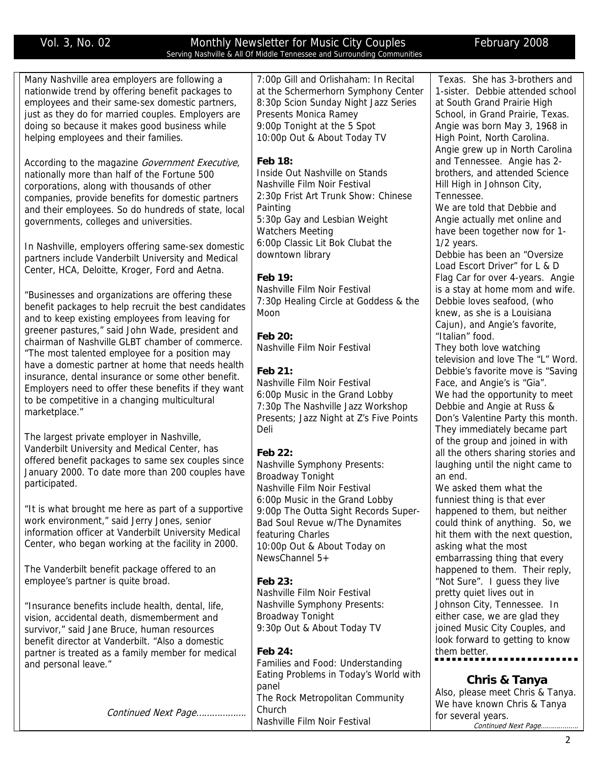Many Nashville area employers are following a nationwide trend by offering benefit packages to employees and their same-sex domestic partners, just as they do for married couples. Employers are doing so because it makes good business while helping employees and their families.

According to the magazine *Government Executive*, nationally more than half of the Fortune 500 corporations, along with thousands of other companies, provide benefits for domestic partners and their employees. So do hundreds of state, local governments, colleges and universities.

In Nashville, employers offering same-sex domestic partners include Vanderbilt University and Medical Center, HCA, Deloitte, Kroger, Ford and Aetna.

"Businesses and organizations are offering these benefit packages to help recruit the best candidates and to keep existing employees from leaving for greener pastures," said John Wade, president and chairman of Nashville GLBT chamber of commerce. "The most talented employee for a position may have a domestic partner at home that needs health insurance, dental insurance or some other benefit. Employers need to offer these benefits if they want to be competitive in a changing multicultural marketplace."

The largest private employer in Nashville, Vanderbilt University and Medical Center, has offered benefit packages to same sex couples since January 2000. To date more than 200 couples have participated.

"It is what brought me here as part of a supportive work environment," said Jerry Jones, senior information officer at Vanderbilt University Medical Center, who began working at the facility in 2000.

The Vanderbilt benefit package offered to an employee's partner is quite broad.

"Insurance benefits include health, dental, life, vision, accidental death, dismemberment and survivor," said Jane Bruce, human resources benefit director at Vanderbilt. "Also a domestic partner is treated as a family member for medical and personal leave."

*Continued Next Page……………….*

7:00p Gill and Orlishaham: In Recital at the Schermerhorn Symphony Center
8:30p Scion Sunday Night Jazz Series Presents Monica Ramey
9:00p Tonight at the 5 Spot
10:00p Out & About Today TV

**Feb 18:**
Inside Out Nashville on Stands
Nashville Film Noir Festival
2:30p Frist Art Trunk Show: Chinese Painting
5:30p Gay and Lesbian Weight Watchers Meeting
6:00p Classic Lit Bok Clubat the downtown library

**Feb 19:**
Nashville Film Noir Festival
7:30p Healing Circle at Goddess & the Moon

**Feb 20:**
Nashville Film Noir Festival

**Feb 21:**
Nashville Film Noir Festival
6:00p Music in the Grand Lobby
7:30p The Nashville Jazz Workshop Presents; Jazz Night at Z's Five Points Deli

**Feb 22:**
Nashville Symphony Presents: Broadway Tonight
Nashville Film Noir Festival
6:00p Music in the Grand Lobby
9:00p The Outta Sight Records Super-Bad Soul Revue w/The Dynamites featuring Charles
10:00p Out & About Today on NewsChannel 5+

**Feb 23:**
Nashville Film Noir Festival
Nashville Symphony Presents: Broadway Tonight
9:30p Out & About Today TV

**Feb 24:**
Families and Food: Understanding Eating Problems in Today's World with panel
The Rock Metropolitan Community Church
Nashville Film Noir Festival

Texas. She has 3-brothers and 1-sister. Debbie attended school at South Grand Prairie High School, in Grand Prairie, Texas. Angie was born May 3, 1968 in High Point, North Carolina. Angie grew up in North Carolina and Tennessee. Angie has 2-brothers, and attended Science Hill High in Johnson City, Tennessee.
We are told that Debbie and Angie actually met online and have been together now for 1-1/2 years.
Debbie has been an "Oversize Load Escort Driver" for L & D Flag Car for over 4-years. Angie is a stay at home mom and wife. Debbie loves seafood, (who knew, as she is a Louisiana Cajun), and Angie's favorite, "Italian" food.
They both love watching television and love The "L" Word. Debbie's favorite move is "Saving Face, and Angie's is "Gia".
We had the opportunity to meet Debbie and Angie at Russ & Don's Valentine Party this month. They immediately became part of the group and joined in with all the others sharing stories and laughing until the night came to an end.
We asked them what the funniest thing is that ever happened to them, but neither could think of anything. So, we hit them with the next question, asking what the most embarrassing thing that every happened to them. Their reply, "Not Sure". I guess they live pretty quiet lives out in Johnson City, Tennessee. In either case, we are glad they joined Music City Couples, and look forward to getting to know them better.

## Chris & Tanya

Also, please meet Chris & Tanya. We have known Chris & Tanya for several years.

*Continued Next Page……………….*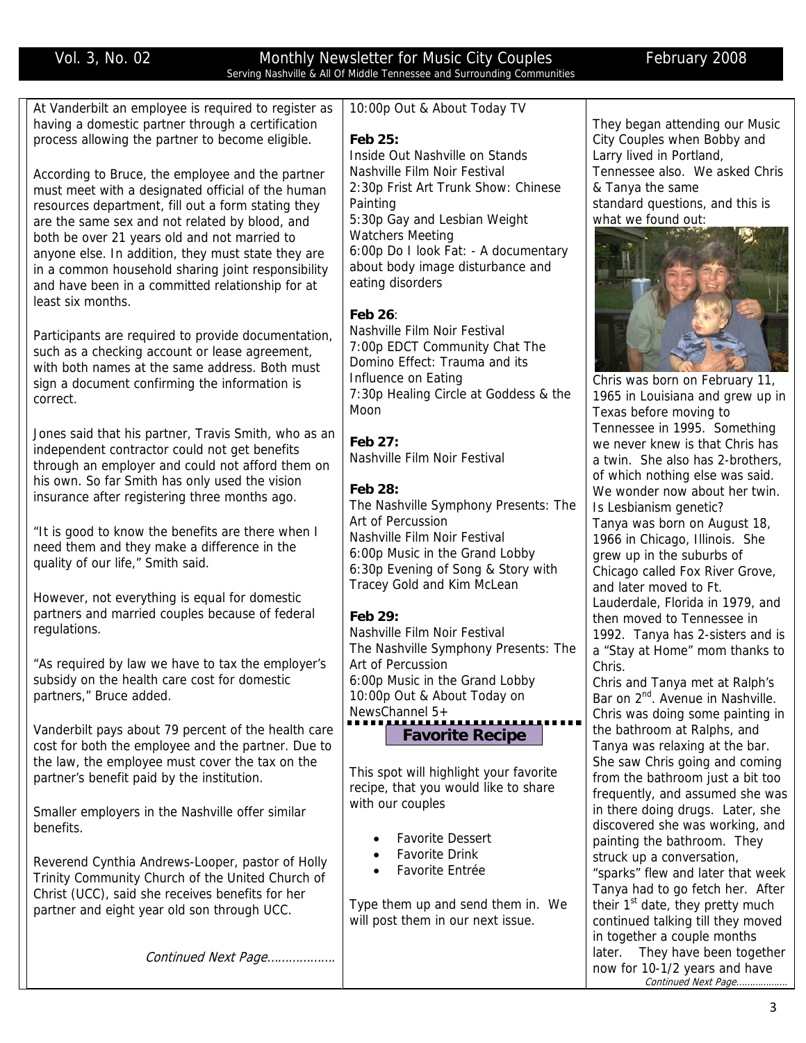At Vanderbilt an employee is required to register as having a domestic partner through a certification process allowing the partner to become eligible.

According to Bruce, the employee and the partner must meet with a designated official of the human resources department, fill out a form stating they are the same sex and not related by blood, and both be over 21 years old and not married to anyone else. In addition, they must state they are in a common household sharing joint responsibility and have been in a committed relationship for at least six months.

Participants are required to provide documentation, such as a checking account or lease agreement, with both names at the same address. Both must sign a document confirming the information is correct.

Jones said that his partner, Travis Smith, who as an independent contractor could not get benefits through an employer and could not afford them on his own. So far Smith has only used the vision insurance after registering three months ago.

"It is good to know the benefits are there when I need them and they make a difference in the quality of our life," Smith said.

However, not everything is equal for domestic partners and married couples because of federal regulations.

"As required by law we have to tax the employer's subsidy on the health care cost for domestic partners," Bruce added.

Vanderbilt pays about 79 percent of the health care cost for both the employee and the partner. Due to the law, the employee must cover the tax on the partner's benefit paid by the institution.

Smaller employers in the Nashville offer similar benefits.

Reverend Cynthia Andrews-Looper, pastor of Holly Trinity Community Church of the United Church of Christ (UCC), said she receives benefits for her partner and eight year old son through UCC.

*Continued Next Page……………….*

10:00p Out & About Today TV

**Feb 25:**
Inside Out Nashville on Stands
Nashville Film Noir Festival
2:30p Frist Art Trunk Show: Chinese Painting
5:30p Gay and Lesbian Weight Watchers Meeting
6:00p Do I look Fat: - A documentary about body image disturbance and eating disorders

**Feb 26**:
Nashville Film Noir Festival
7:00p EDCT Community Chat The Domino Effect: Trauma and its Influence on Eating
7:30p Healing Circle at Goddess & the Moon

**Feb 27:**
Nashville Film Noir Festival

**Feb 28:**
The Nashville Symphony Presents: The Art of Percussion
Nashville Film Noir Festival
6:00p Music in the Grand Lobby
6:30p Evening of Song & Story with Tracey Gold and Kim McLean

**Feb 29:**
Nashville Film Noir Festival
The Nashville Symphony Presents: The Art of Percussion
6:00p Music in the Grand Lobby
10:00p Out & About Today on NewsChannel 5+

## Favorite Recipe

This spot will highlight your favorite recipe, that you would like to share with our couples

- Favorite Dessert
- Favorite Drink
- Favorite Entrée

Type them up and send them in. We will post them in our next issue.

They began attending our Music City Couples when Bobby and Larry lived in Portland, Tennessee also. We asked Chris & Tanya the same standard questions, and this is what we found out:

Chris was born on February 11, 1965 in Louisiana and grew up in Texas before moving to Tennessee in 1995. Something we never knew is that Chris has a twin. She also has 2-brothers, of which nothing else was said. We wonder now about her twin. Is Lesbianism genetic?
Tanya was born on August 18, 1966 in Chicago, Illinois. She grew up in the suburbs of Chicago called Fox River Grove, and later moved to Ft. Lauderdale, Florida in 1979, and then moved to Tennessee in 1992. Tanya has 2-sisters and is a "Stay at Home" mom thanks to Chris.
Chris and Tanya met at Ralph's Bar on 2nd. Avenue in Nashville. Chris was doing some painting in the bathroom at Ralphs, and Tanya was relaxing at the bar. She saw Chris going and coming from the bathroom just a bit too frequently, and assumed she was in there doing drugs. Later, she discovered she was working, and painting the bathroom. They struck up a conversation, "sparks" flew and later that week Tanya had to go fetch her. After their 1st date, they pretty much continued talking till they moved in together a couple months later. They have been together now for 10-1/2 years and have

*Continued Next Page……………….*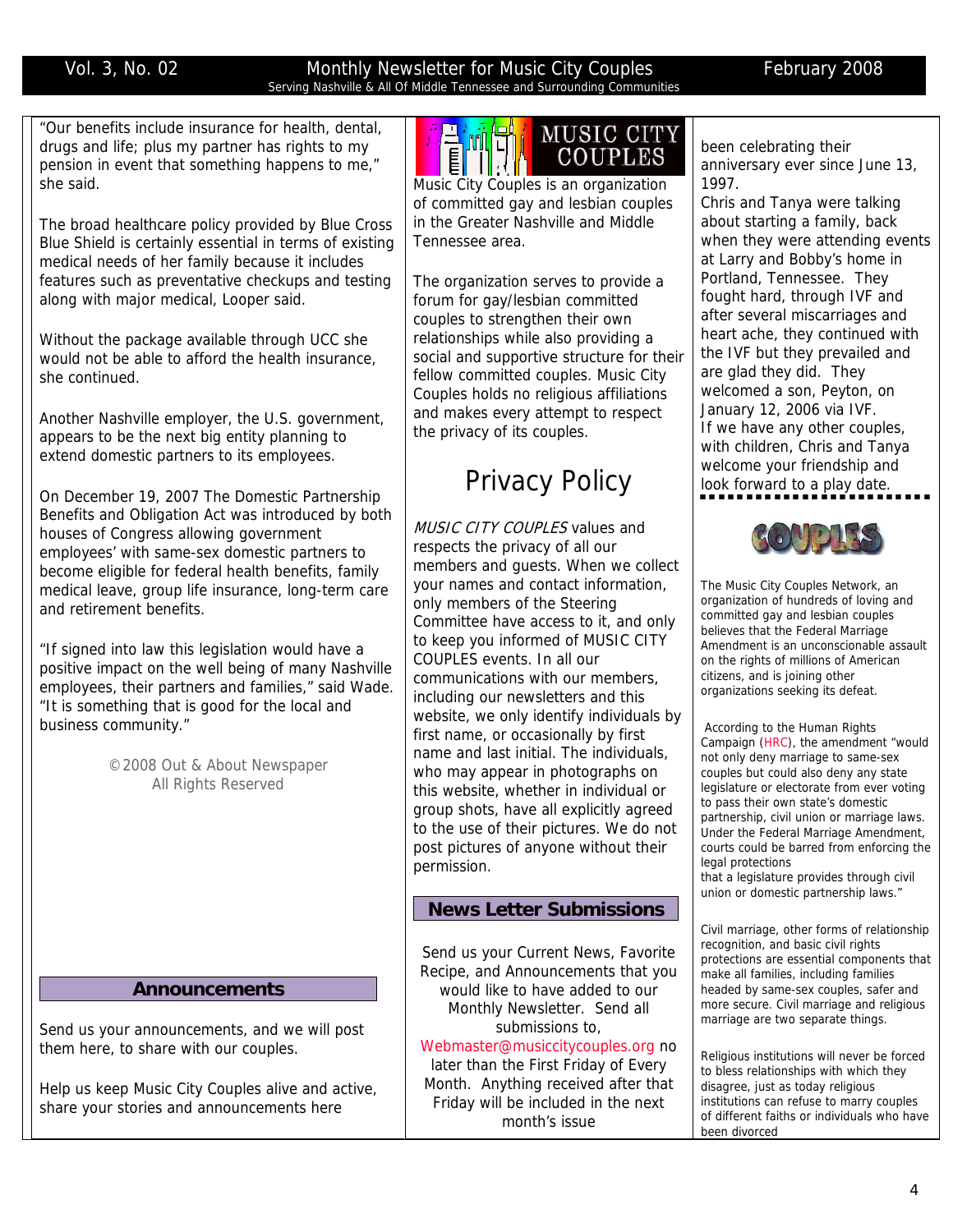"Our benefits include insurance for health, dental, drugs and life; plus my partner has rights to my pension in event that something happens to me," she said.

The broad healthcare policy provided by Blue Cross Blue Shield is certainly essential in terms of existing medical needs of her family because it includes features such as preventative checkups and testing along with major medical, Looper said.

Without the package available through UCC she would not be able to afford the health insurance, she continued.

Another Nashville employer, the U.S. government, appears to be the next big entity planning to extend domestic partners to its employees.

On December 19, 2007 The Domestic Partnership Benefits and Obligation Act was introduced by both houses of Congress allowing government employees' with same-sex domestic partners to become eligible for federal health benefits, family medical leave, group life insurance, long-term care and retirement benefits.

"If signed into law this legislation would have a positive impact on the well being of many Nashville employees, their partners and families," said Wade. "It is something that is good for the local and business community."

© 2008 Out & About Newspaper
All Rights Reserved

## Announcements

Send us your announcements, and we will post them here, to share with our couples.

Help us keep Music City Couples alive and active, share your stories and announcements here

MUSIC CITY COUPLES

Music City Couples is an organization of committed gay and lesbian couples in the Greater Nashville and Middle Tennessee area.

The organization serves to provide a forum for gay/lesbian committed couples to strengthen their own relationships while also providing a social and supportive structure for their fellow committed couples. Music City Couples holds no religious affiliations and makes every attempt to respect the privacy of its couples.

# Privacy Policy

*MUSIC CITY COUPLES* values and respects the privacy of all our members and guests. When we collect your names and contact information, only members of the Steering Committee have access to it, and only to keep you informed of MUSIC CITY COUPLES events. In all our communications with our members, including our newsletters and this website, we only identify individuals by first name, or occasionally by first name and last initial. The individuals, who may appear in photographs on this website, whether in individual or group shots, have all explicitly agreed to the use of their pictures. We do not post pictures of anyone without their permission.

## News Letter Submissions

Send us your Current News, Favorite Recipe, and Announcements that you would like to have added to our Monthly Newsletter. Send all submissions to, Webmaster@musiccitycouples.org no later than the First Friday of Every Month. Anything received after that Friday will be included in the next month's issue

been celebrating their anniversary ever since June 13, 1997.
Chris and Tanya were talking about starting a family, back when they were attending events at Larry and Bobby's home in Portland, Tennessee. They fought hard, through IVF and after several miscarriages and heart ache, they continued with the IVF but they prevailed and are glad they did. They welcomed a son, Peyton, on January 12, 2006 via IVF.
If we have any other couples, with children, Chris and Tanya welcome your friendship and look forward to a play date.

COUPLES

The Music City Couples Network, an organization of hundreds of loving and committed gay and lesbian couples believes that the Federal Marriage Amendment is an unconscionable assault on the rights of millions of American citizens, and is joining other organizations seeking its defeat.

According to the Human Rights Campaign (HRC), the amendment "would not only deny marriage to same-sex couples but could also deny any state legislature or electorate from ever voting to pass their own state's domestic partnership, civil union or marriage laws. Under the Federal Marriage Amendment, courts could be barred from enforcing the legal protections that a legislature provides through civil union or domestic partnership laws."

Civil marriage, other forms of relationship recognition, and basic civil rights protections are essential components that make all families, including families headed by same-sex couples, safer and more secure. Civil marriage and religious marriage are two separate things.

Religious institutions will never be forced to bless relationships with which they disagree, just as today religious institutions can refuse to marry couples of different faiths or individuals who have been divorced